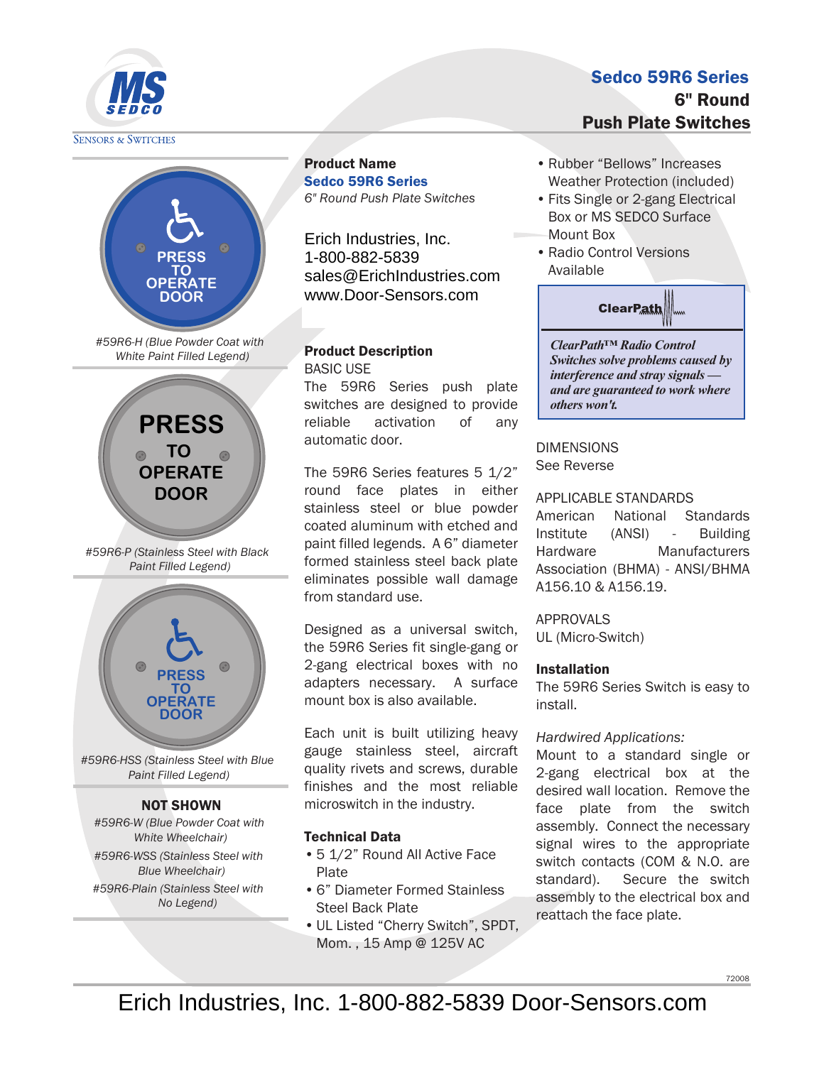MS SEDCO

SENSORS & SWITCHES

# Sedco 59R6 Series
## 6" Round Push Plate Switches

PRESS TO OPERATE DOOR

*#59R6-H (Blue Powder Coat with White Paint Filled Legend)*

PRESS TO OPERATE DOOR

*#59R6-P (Stainless Steel with Black Paint Filled Legend)*

PRESS TO OPERATE DOOR

*#59R6-HSS (Stainless Steel with Blue Paint Filled Legend)*

**NOT SHOWN**

*#59R6-W (Blue Powder Coat with White Wheelchair)*

*#59R6-WSS (Stainless Steel with Blue Wheelchair)*

*#59R6-Plain (Stainless Steel with No Legend)*

**Product Name**

**Sedco 59R6 Series**

*6" Round Push Plate Switches*

Erich Industries, Inc.
1-800-882-5839
sales@ErichIndustries.com
www.Door-Sensors.com

**Product Description**

BASIC USE

The 59R6 Series push plate switches are designed to provide reliable activation of any automatic door.

The 59R6 Series features 5 1/2" round face plates in either stainless steel or blue powder coated aluminum with etched and paint filled legends. A 6" diameter formed stainless steel back plate eliminates possible wall damage from standard use.

Designed as a universal switch, the 59R6 Series fit single-gang or 2-gang electrical boxes with no adapters necessary. A surface mount box is also available.

Each unit is built utilizing heavy gauge stainless steel, aircraft quality rivets and screws, durable finishes and the most reliable microswitch in the industry.

**Technical Data**

- 5 1/2" Round All Active Face Plate
- 6" Diameter Formed Stainless Steel Back Plate
- UL Listed "Cherry Switch", SPDT, Mom. , 15 Amp @ 125V AC
- Rubber "Bellows" Increases Weather Protection (included)
- Fits Single or 2-gang Electrical Box or MS SEDCO Surface Mount Box
- Radio Control Versions Available

**ClearPath**

***ClearPath™ Radio Control Switches solve problems caused by interference and stray signals — and are guaranteed to work where others won't.***

DIMENSIONS

See Reverse

APPLICABLE STANDARDS

American National Standards Institute (ANSI) - Building Hardware Manufacturers Association (BHMA) - ANSI/BHMA A156.10 & A156.19.

APPROVALS

UL (Micro-Switch)

**Installation**

The 59R6 Series Switch is easy to install.

*Hardwired Applications:*

Mount to a standard single or 2-gang electrical box at the desired wall location. Remove the face plate from the switch assembly. Connect the necessary signal wires to the appropriate switch contacts (COM & N.O. are standard). Secure the switch assembly to the electrical box and reattach the face plate.

72008

Erich Industries, Inc. 1-800-882-5839 Door-Sensors.com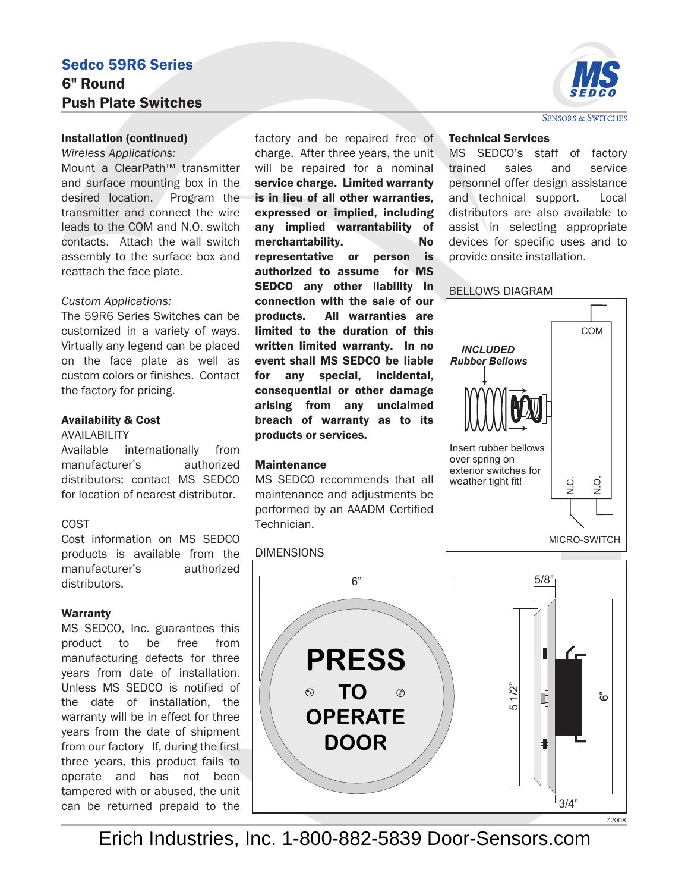# Sedco 59R6 Series
## 6" Round Push Plate Switches

MS SEDCO
SENSORS & SWITCHES

### Installation (continued)

*Wireless Applications:*

Mount a ClearPath™ transmitter and surface mounting box in the desired location. Program the transmitter and connect the wire leads to the COM and N.O. switch contacts. Attach the wall switch assembly to the surface box and reattach the face plate.

*Custom Applications:*

The 59R6 Series Switches can be customized in a variety of ways. Virtually any legend can be placed on the face plate as well as custom colors or finishes. Contact the factory for pricing.

### Availability & Cost

AVAILABILITY

Available internationally from manufacturer's authorized distributors; contact MS SEDCO for location of nearest distributor.

COST

Cost information on MS SEDCO products is available from the manufacturer's authorized distributors.

### Warranty

MS SEDCO, Inc. guarantees this product to be free from manufacturing defects for three years from date of installation. Unless MS SEDCO is notified of the date of installation, the warranty will be in effect for three years from the date of shipment from our factory If, during the first three years, this product fails to operate and has not been tampered with or abused, the unit can be returned prepaid to the factory and be repaired free of charge. After three years, the unit will be repaired for a nominal service charge. **Limited warranty is in lieu of all other warranties, expressed or implied, including any implied warrantability of merchantability. No representative or person is authorized to assume for MS SEDCO any other liability in connection with the sale of our products. All warranties are limited to the duration of this written limited warranty. In no event shall MS SEDCO be liable for any special, incidental, consequential or other damage arising from any unclaimed breach of warranty as to its products or services.**

### Maintenance

MS SEDCO recommends that all maintenance and adjustments be performed by an AAADM Certified Technician.

### Technical Services

MS SEDCO's staff of factory trained sales and service personnel offer design assistance and technical support. Local distributors are also available to assist in selecting appropriate devices for specific uses and to provide onsite installation.

BELLOWS DIAGRAM

COM

***INCLUDED Rubber Bellows***

Insert rubber bellows over spring on exterior switches for weather tight fit!

N.C.
N.O.

MICRO-SWITCH

DIMENSIONS

6"

PRESS TO OPERATE DOOR

5/8"

5 1/2"

6"

3/4"

72008

Erich Industries, Inc. 1-800-882-5839 Door-Sensors.com